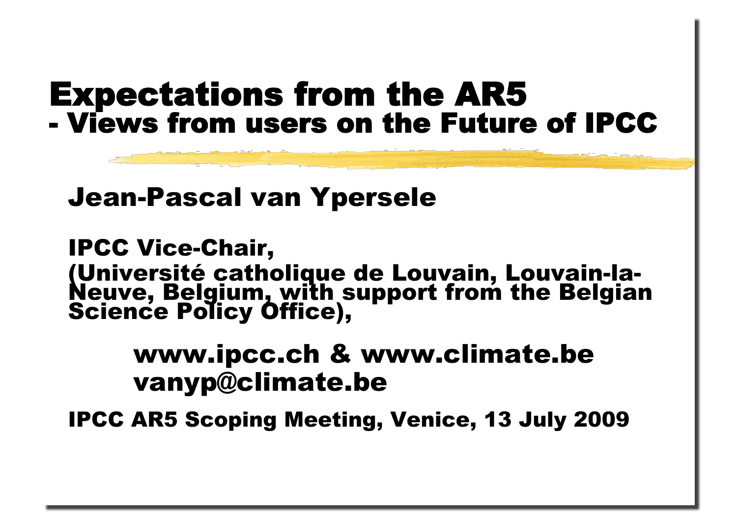# Expectations from the AR5
## - Views from users on the Future of IPCC

**Jean-Pascal van Ypersele**

**IPCC Vice-Chair,**
**(Université catholique de Louvain, Louvain-la-Neuve, Belgium, with support from the Belgian Science Policy Office),**

**www.ipcc.ch & www.climate.be**
**vanyp@climate.be**

**IPCC AR5 Scoping Meeting, Venice, 13 July 2009**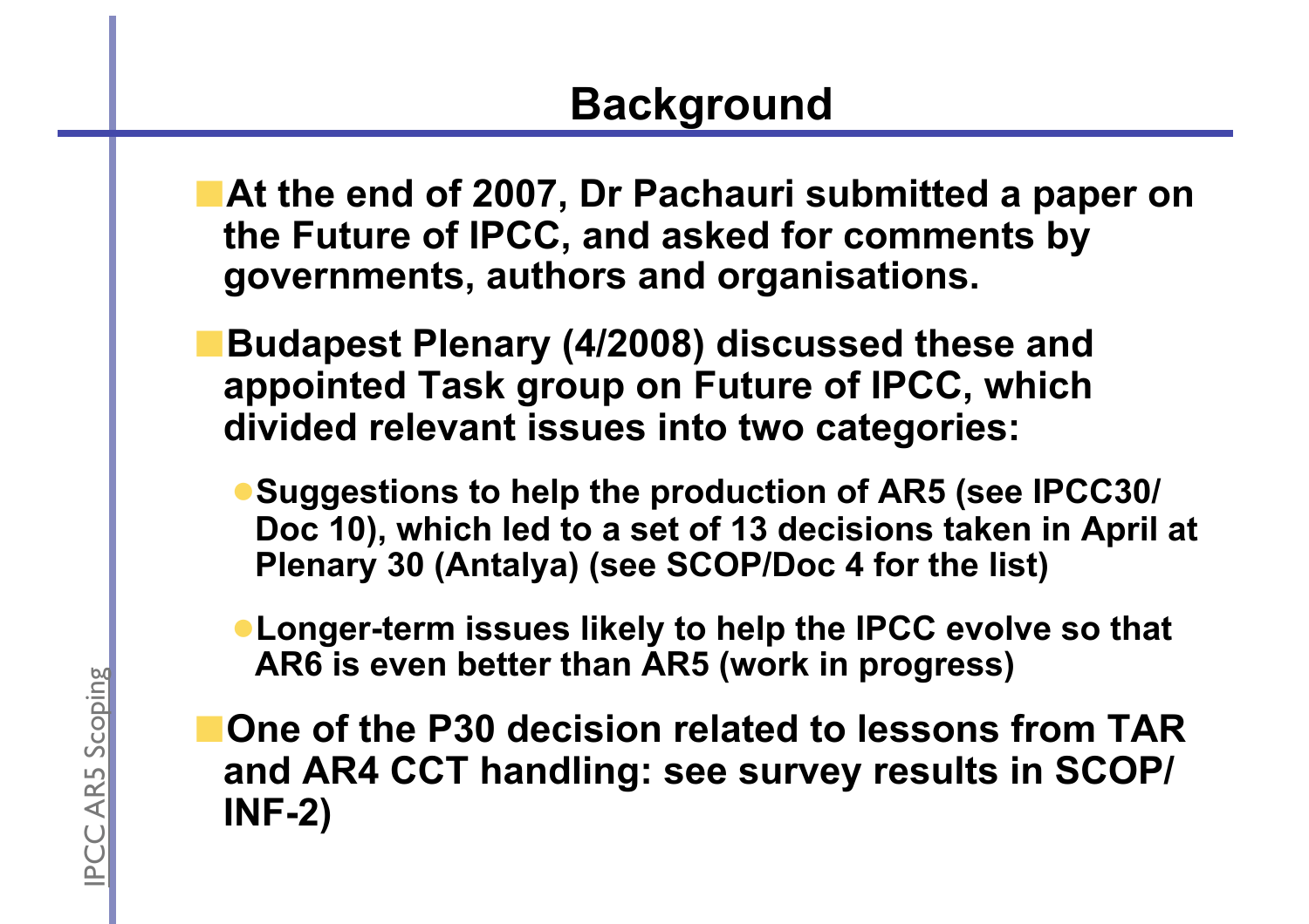# Background

- At the end of 2007, Dr Pachauri submitted a paper on the Future of IPCC, and asked for comments by governments, authors and organisations.
- Budapest Plenary (4/2008) discussed these and appointed Task group on Future of IPCC, which divided relevant issues into two categories:
  - Suggestions to help the production of AR5 (see IPCC30/ Doc 10), which led to a set of 13 decisions taken in April at Plenary 30 (Antalya) (see SCOP/Doc 4 for the list)
  - Longer-term issues likely to help the IPCC evolve so that AR6 is even better than AR5 (work in progress)
- One of the P30 decision related to lessons from TAR and AR4 CCT handling: see survey results in SCOP/ INF-2)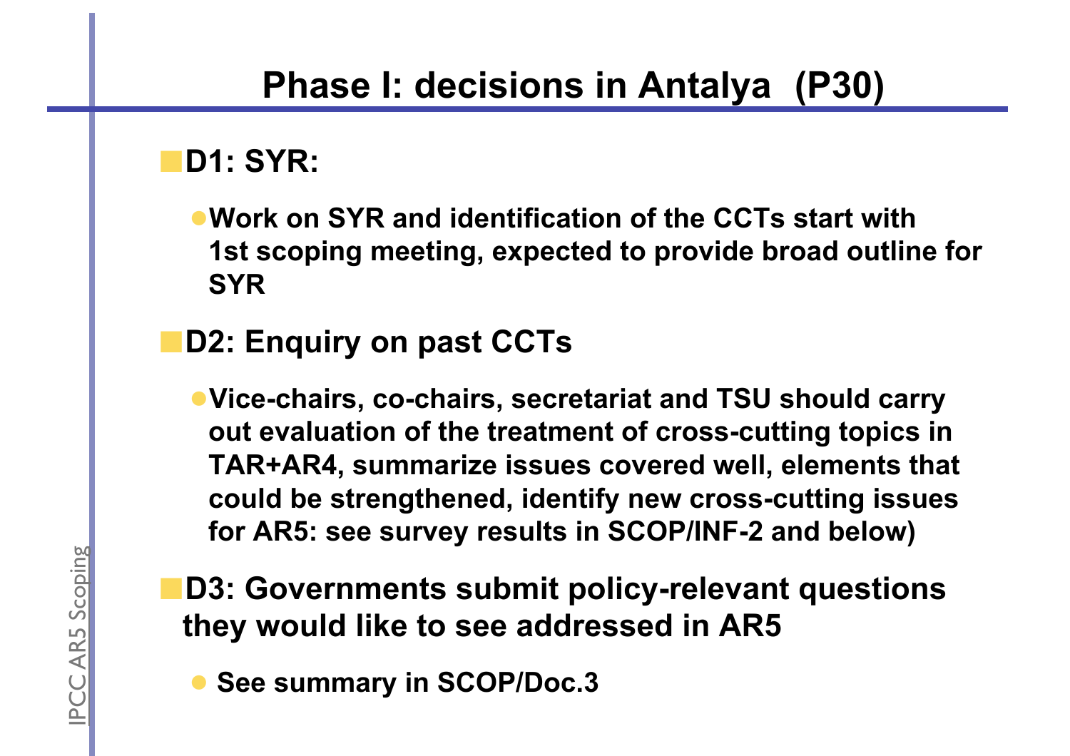# Phase I: decisions in Antalya (P30)

- **D1: SYR:**
  - **Work on SYR and identification of the CCTs start with 1st scoping meeting, expected to provide broad outline for SYR**
- **D2: Enquiry on past CCTs**
  - **Vice-chairs, co-chairs, secretariat and TSU should carry out evaluation of the treatment of cross-cutting topics in TAR+AR4, summarize issues covered well, elements that could be strengthened, identify new cross-cutting issues for AR5: see survey results in SCOP/INF-2 and below)**
- **D3: Governments submit policy-relevant questions they would like to see addressed in AR5**
  - **See summary in SCOP/Doc.3**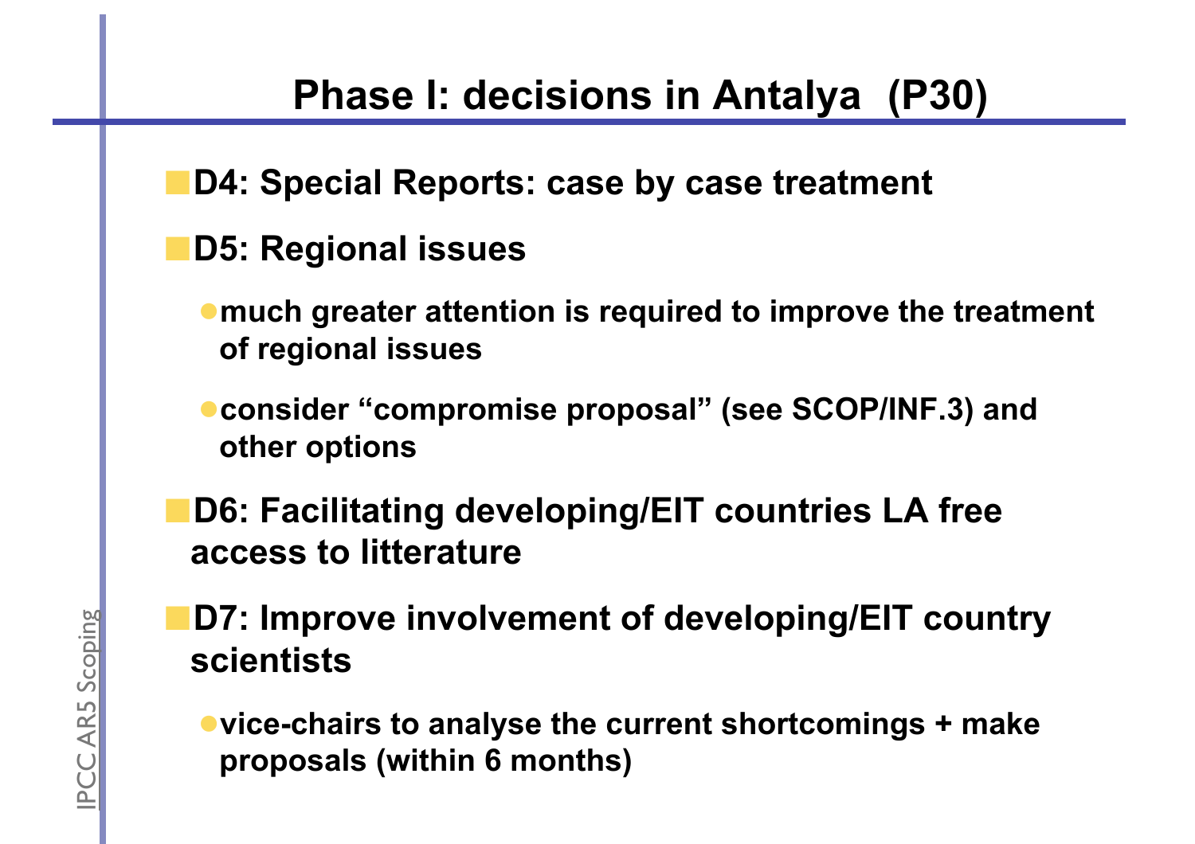# Phase I: decisions in Antalya (P30)

- **D4: Special Reports: case by case treatment**
- **D5: Regional issues**
  - **much greater attention is required to improve the treatment of regional issues**
  - **consider "compromise proposal" (see SCOP/INF.3) and other options**
- **D6: Facilitating developing/EIT countries LA free access to litterature**
- **D7: Improve involvement of developing/EIT country scientists**
  - **vice-chairs to analyse the current shortcomings + make proposals (within 6 months)**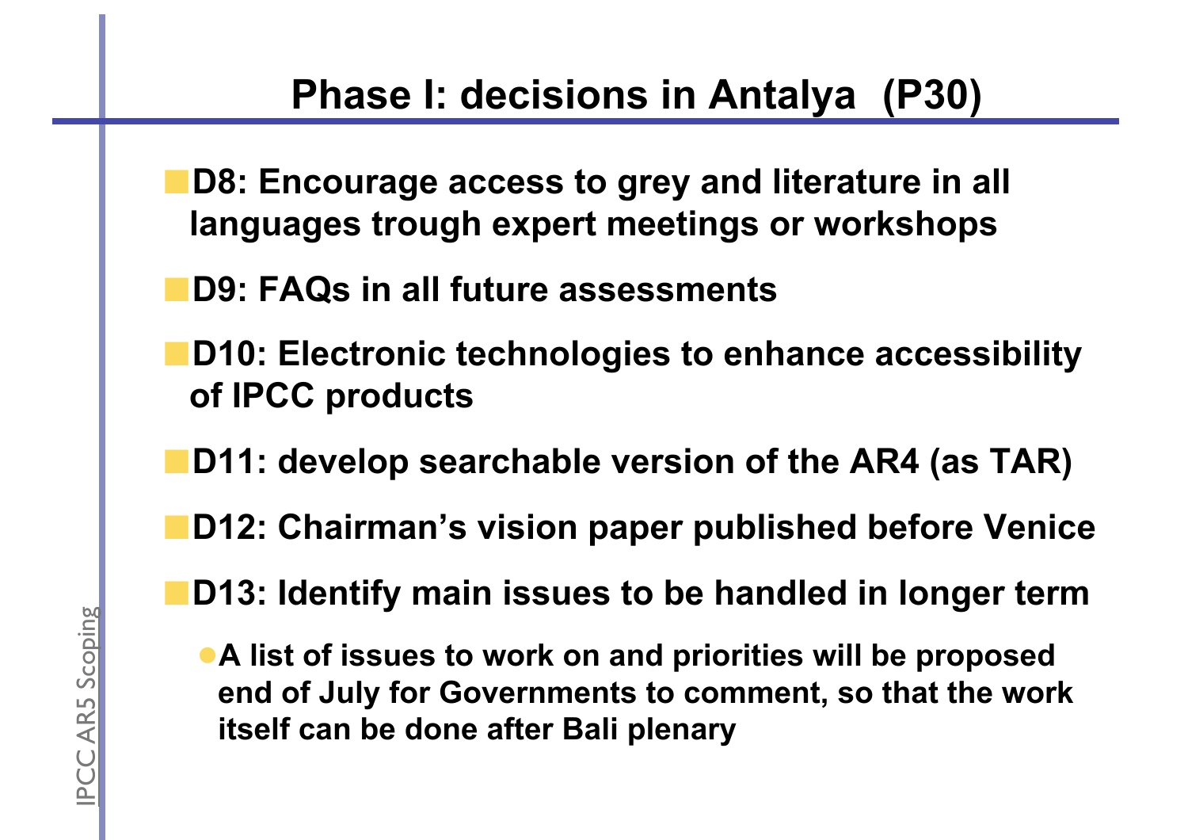# Phase I: decisions in Antalya (P30)

- **D8: Encourage access to grey and literature in all languages trough expert meetings or workshops**
- **D9: FAQs in all future assessments**
- **D10: Electronic technologies to enhance accessibility of IPCC products**
- **D11: develop searchable version of the AR4 (as TAR)**
- **D12: Chairman's vision paper published before Venice**
- **D13: Identify main issues to be handled in longer term**
  - **A list of issues to work on and priorities will be proposed end of July for Governments to comment, so that the work itself can be done after Bali plenary**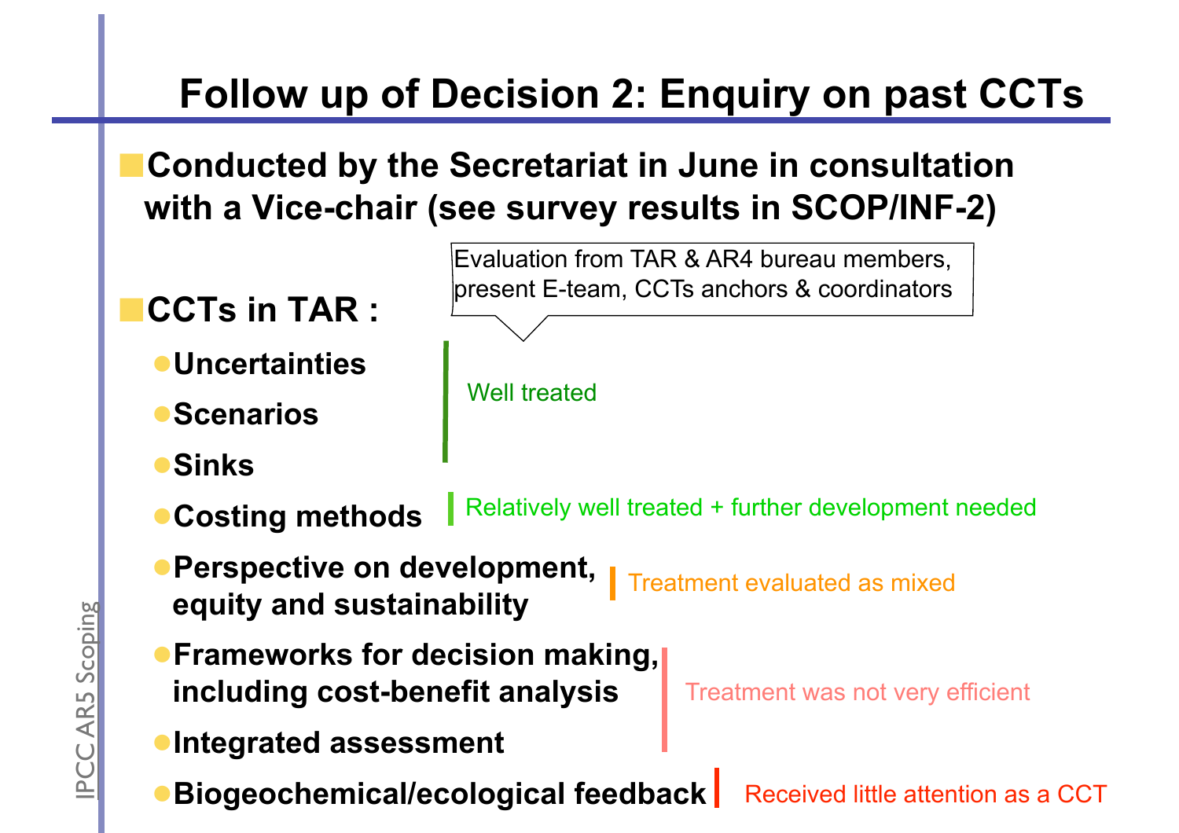# Follow up of Decision 2: Enquiry on past CCTs

- **Conducted by the Secretariat in June in consultation with a Vice-chair (see survey results in SCOP/INF-2)**

Evaluation from TAR & AR4 bureau members, present E-team, CCTs anchors & coordinators

- **CCTs in TAR :**
  - **Uncertainties**
  - **Scenarios**
  - **Sinks**

    Well treated

  - **Costing methods**

    Relatively well treated + further development needed

  - **Perspective on development, equity and sustainability**

    Treatment evaluated as mixed

  - **Frameworks for decision making, including cost-benefit analysis**
  - **Integrated assessment**

    Treatment was not very efficient

  - **Biogeochemical/ecological feedback**

    Received little attention as a CCT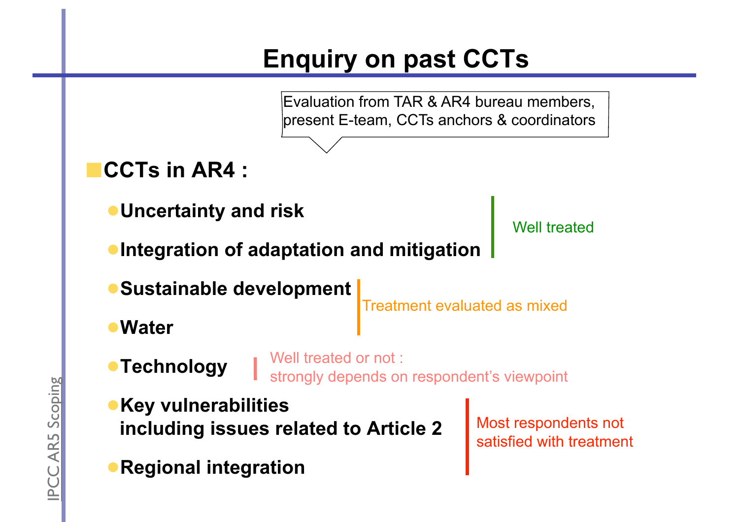# Enquiry on past CCTs

Evaluation from TAR & AR4 bureau members, present E-team, CCTs anchors & coordinators

## CCTs in AR4 :

- **Uncertainty and risk**
- **Integration of adaptation and mitigation**

  Well treated

- **Sustainable development**
- **Water**

  Treatment evaluated as mixed

- **Technology**

  Well treated or not : strongly depends on respondent's viewpoint

- **Key vulnerabilities including issues related to Article 2**
- **Regional integration**

  Most respondents not satisfied with treatment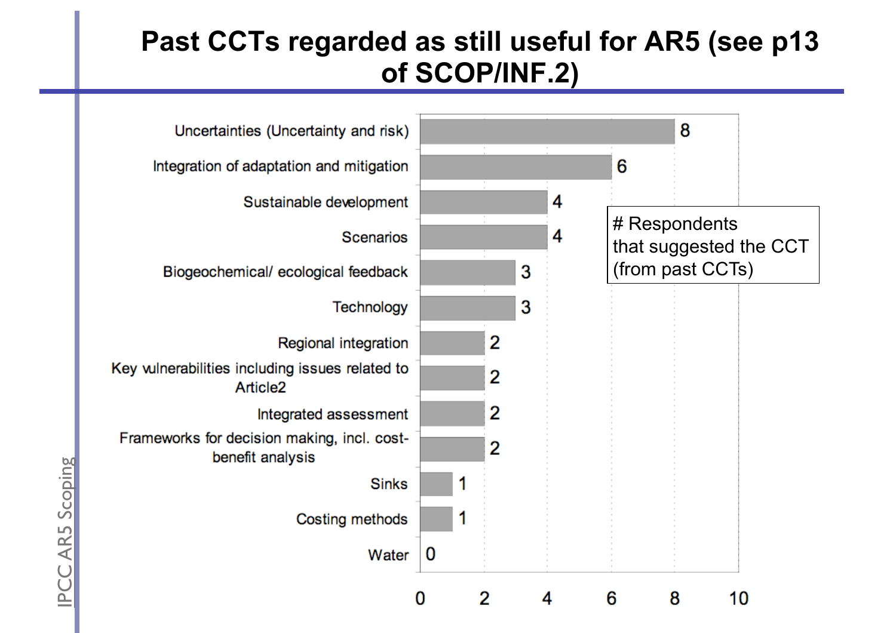# Past CCTs regarded as still useful for AR5 (see p13 of SCOP/INF.2)

| CCT | # Respondents that suggested the CCT (from past CCTs) |
|---|---|
| Uncertainties (Uncertainty and risk) | 8 |
| Integration of adaptation and mitigation | 6 |
| Sustainable development | 4 |
| Scenarios | 4 |
| Biogeochemical/ ecological feedback | 3 |
| Technology | 3 |
| Regional integration | 2 |
| Key vulnerabilities including issues related to Article2 | 2 |
| Integrated assessment | 2 |
| Frameworks for decision making, incl. cost-benefit analysis | 2 |
| Sinks | 1 |
| Costing methods | 1 |
| Water | 0 |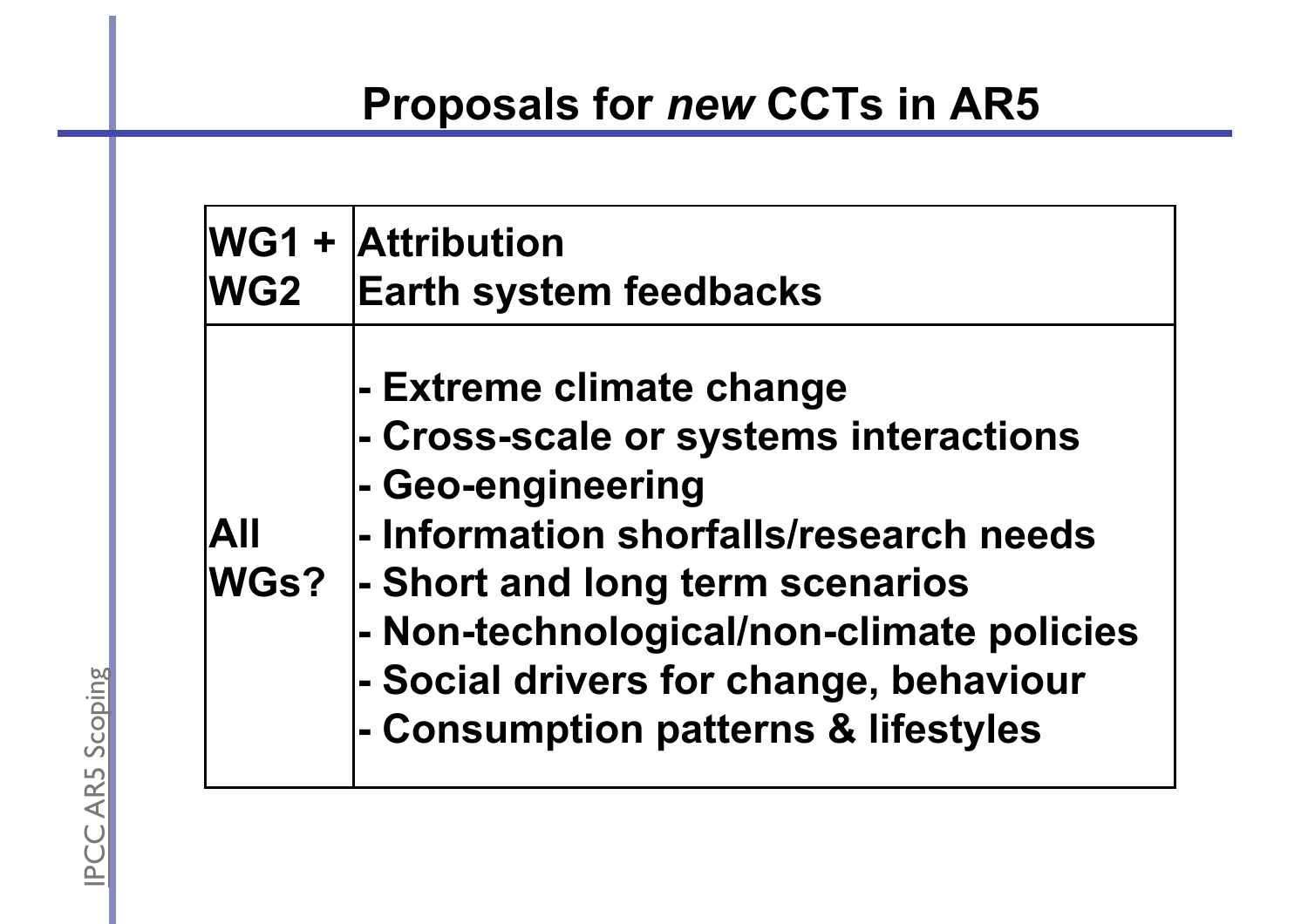# Proposals for *new* CCTs in AR5

| | |
|---|---|
| WG1 + WG2 | Attribution<br>Earth system feedbacks |
| All WGs? | - Extreme climate change<br>- Cross-scale or systems interactions<br>- Geo-engineering<br>- Information shorfalls/research needs<br>- Short and long term scenarios<br>- Non-technological/non-climate policies<br>- Social drivers for change, behaviour<br>- Consumption patterns & lifestyles |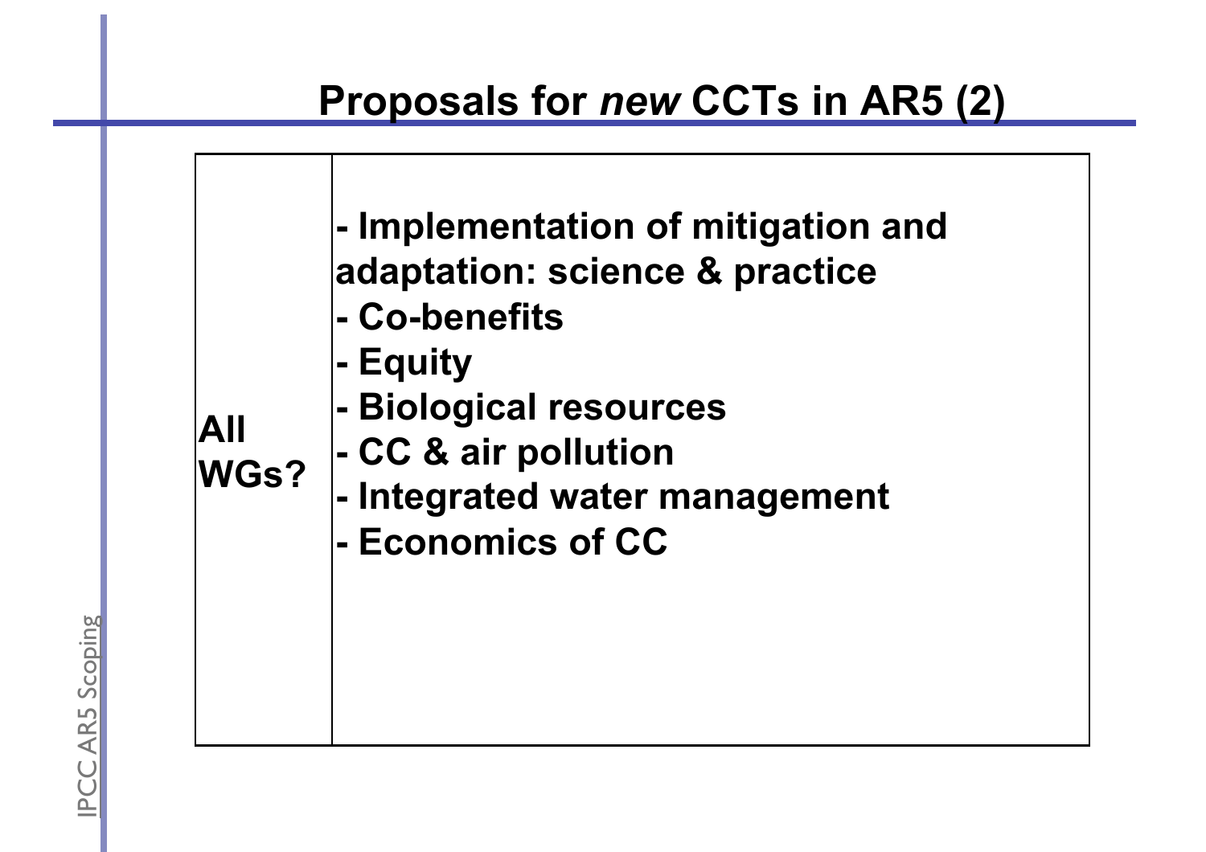# Proposals for *new* CCTs in AR5 (2)

| | |
|---|---|
| All WGs? | - Implementation of mitigation and adaptation: science & practice<br>- Co-benefits<br>- Equity<br>- Biological resources<br>- CC & air pollution<br>- Integrated water management<br>- Economics of CC |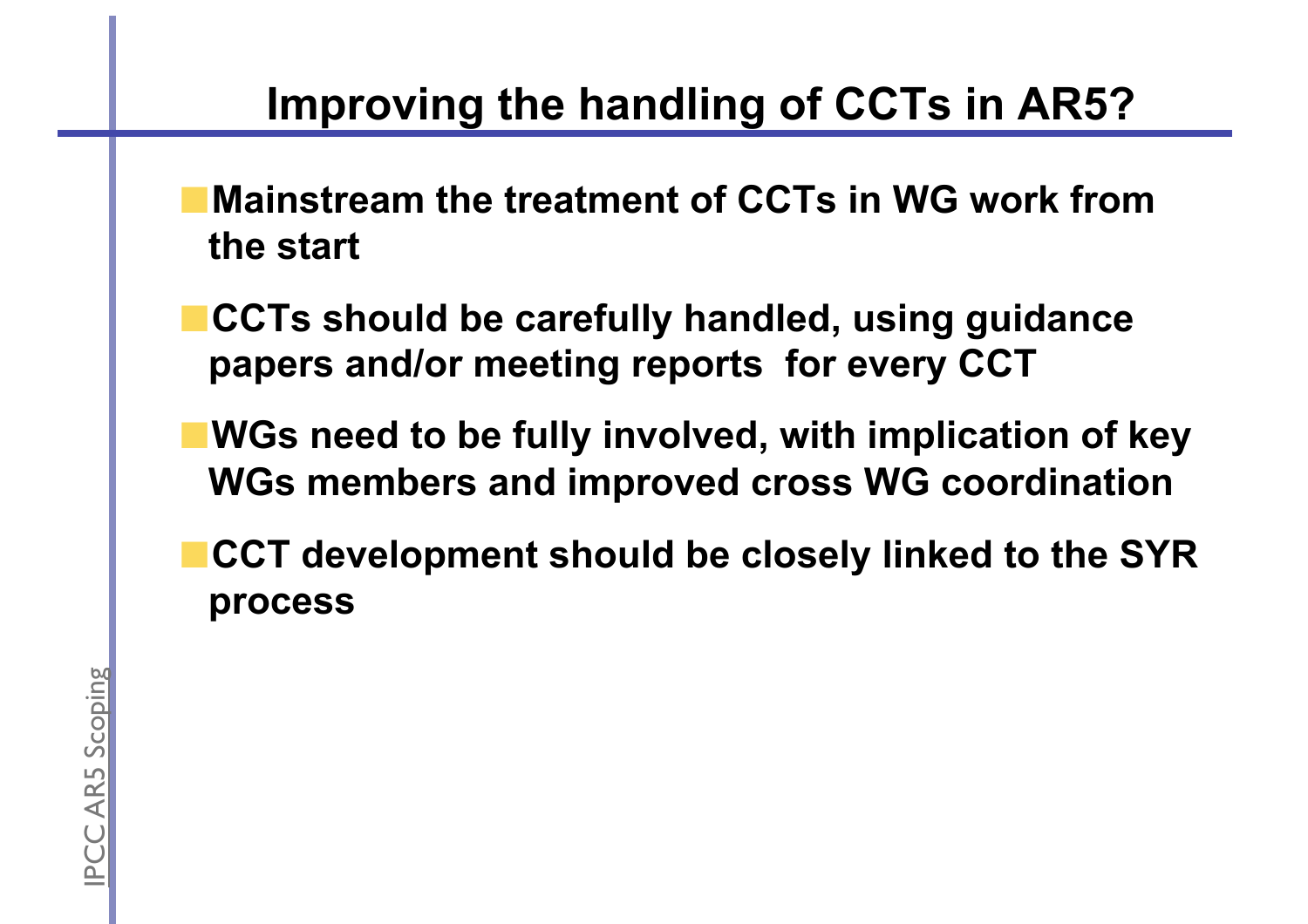# Improving the handling of CCTs in AR5?

- **Mainstream the treatment of CCTs in WG work from the start**
- **CCTs should be carefully handled, using guidance papers and/or meeting reports for every CCT**
- **WGs need to be fully involved, with implication of key WGs members and improved cross WG coordination**
- **CCT development should be closely linked to the SYR process**